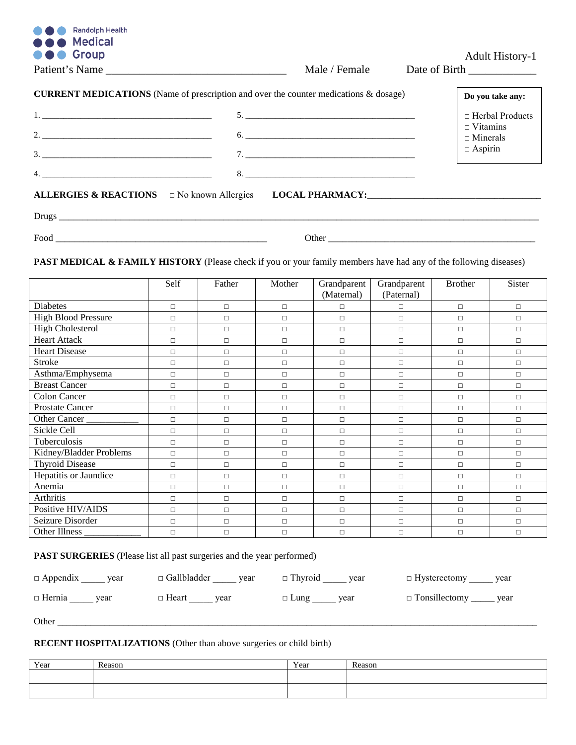Randolph Health Medical Group

Adult History-1

Patient's Name ________________________________ Male / Female Date of Birth ____________

**CURRENT MEDICATIONS** (Name of prescription and over the counter medications & dosage)

1. ____________________________________
2. ____________________________________
3. ____________________________________
4. ____________________________________
5. ____________________________________
6. ____________________________________
7. ____________________________________
8. ____________________________________

**Do you take any:**

- □ Herbal Products
- □ Vitamins
- □ Minerals
- □ Aspirin

**ALLERGIES & REACTIONS** □ No known Allergies **LOCAL PHARMACY:**_________________________________

Drugs ____________________________________________________________________________________

Food ____________________________________________ Other ____________________________________________

**PAST MEDICAL & FAMILY HISTORY** (Please check if you or your family members have had any of the following diseases)

| | Self | Father | Mother | Grandparent (Maternal) | Grandparent (Paternal) | Brother | Sister |
|---|---|---|---|---|---|---|---|
| Diabetes | □ | □ | □ | □ | □ | □ | □ |
| High Blood Pressure | □ | □ | □ | □ | □ | □ | □ |
| High Cholesterol | □ | □ | □ | □ | □ | □ | □ |
| Heart Attack | □ | □ | □ | □ | □ | □ | □ |
| Heart Disease | □ | □ | □ | □ | □ | □ | □ |
| Stroke | □ | □ | □ | □ | □ | □ | □ |
| Asthma/Emphysema | □ | □ | □ | □ | □ | □ | □ |
| Breast Cancer | □ | □ | □ | □ | □ | □ | □ |
| Colon Cancer | □ | □ | □ | □ | □ | □ | □ |
| Prostate Cancer | □ | □ | □ | □ | □ | □ | □ |
| Other Cancer ___________ | □ | □ | □ | □ | □ | □ | □ |
| Sickle Cell | □ | □ | □ | □ | □ | □ | □ |
| Tuberculosis | □ | □ | □ | □ | □ | □ | □ |
| Kidney/Bladder Problems | □ | □ | □ | □ | □ | □ | □ |
| Thyroid Disease | □ | □ | □ | □ | □ | □ | □ |
| Hepatitis or Jaundice | □ | □ | □ | □ | □ | □ | □ |
| Anemia | □ | □ | □ | □ | □ | □ | □ |
| Arthritis | □ | □ | □ | □ | □ | □ | □ |
| Positive HIV/AIDS | □ | □ | □ | □ | □ | □ | □ |
| Seizure Disorder | □ | □ | □ | □ | □ | □ | □ |
| Other Illness ____________ | □ | □ | □ | □ | □ | □ | □ |

**PAST SURGERIES** (Please list all past surgeries and the year performed)

□ Appendix _____ year    □ Gallbladder _____ year    □ Thyroid _____ year    □ Hysterectomy _____ year

□ Hernia _____ year    □ Heart _____ year    □ Lung _____ year    □ Tonsillectomy _____ year

Other ____________________________________________________________________________________

**RECENT HOSPITALIZATIONS** (Other than above surgeries or child birth)

| Year | Reason | Year | Reason |
|---|---|---|---|
| | | | |
| | | | |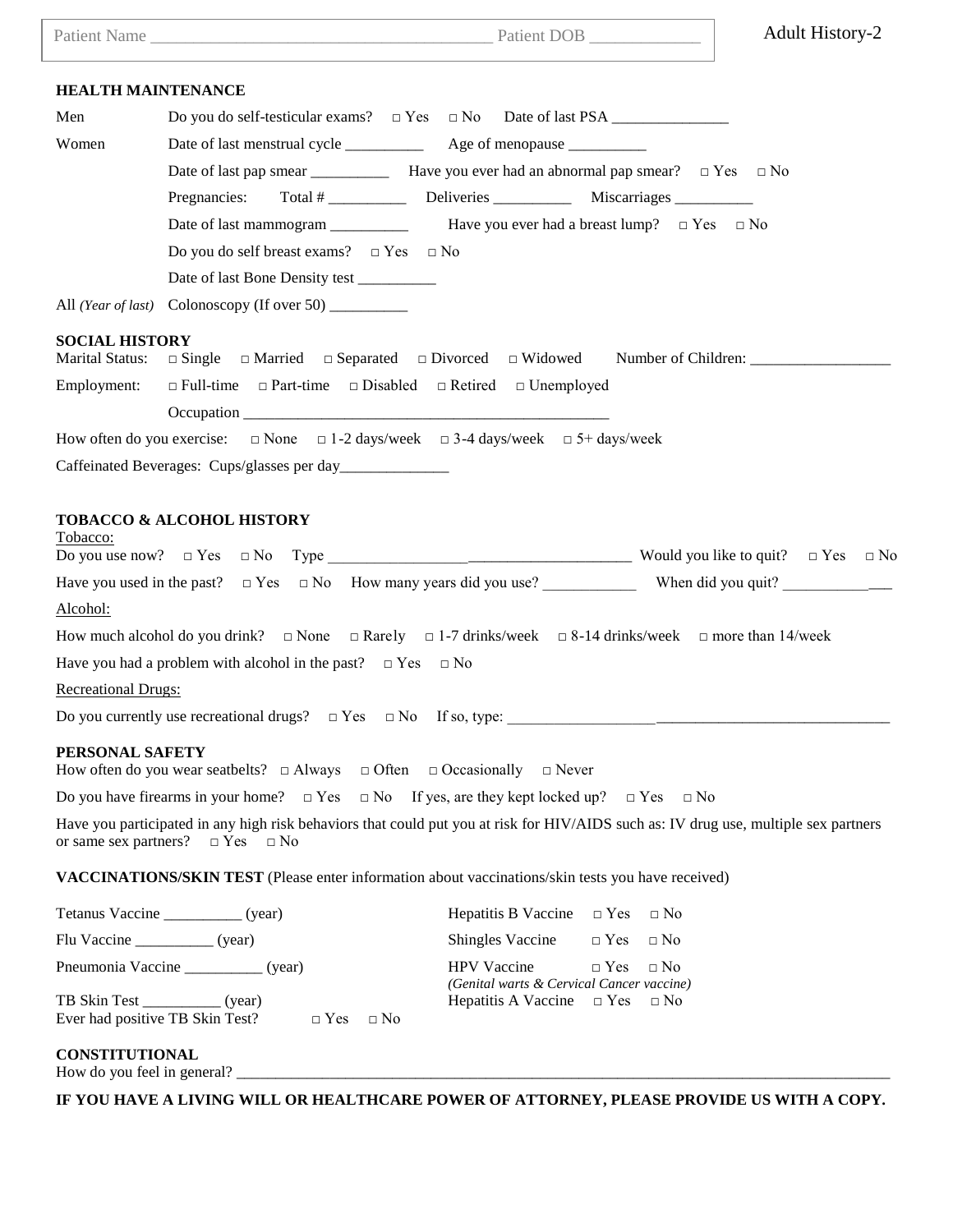Patient Name ______________________________________ Patient DOB _____________

Adult History-2

**HEALTH MAINTENANCE**

Men Do you do self-testicular exams? □ Yes □ No Date of last PSA _______________

Women Date of last menstrual cycle __________ Age of menopause __________

Date of last pap smear __________ Have you ever had an abnormal pap smear? □ Yes □ No

Pregnancies: Total # __________ Deliveries __________ Miscarriages __________

Date of last mammogram __________ Have you ever had a breast lump? □ Yes □ No

Do you do self breast exams? □ Yes □ No

Date of last Bone Density test __________

All *(Year of last)* Colonoscopy (If over 50) __________

**SOCIAL HISTORY**

Marital Status: □ Single □ Married □ Separated □ Divorced □ Widowed Number of Children: __________________

Employment: □ Full-time □ Part-time □ Disabled □ Retired □ Unemployed

Occupation _______________________________________________

How often do you exercise: □ None □ 1-2 days/week □ 3-4 days/week □ 5+ days/week

Caffeinated Beverages: Cups/glasses per day______________

**TOBACCO & ALCOHOL HISTORY**

Tobacco:

Do you use now? □ Yes □ No Type _______________________________________ Would you like to quit? □ Yes □ No

Have you used in the past? □ Yes □ No How many years did you use? ____________ When did you quit? ______________

Alcohol:

How much alcohol do you drink? □ None □ Rarely □ 1-7 drinks/week □ 8-14 drinks/week □ more than 14/week

Have you had a problem with alcohol in the past? □ Yes □ No

Recreational Drugs:

Do you currently use recreational drugs? □ Yes □ No If so, type: ________________________________________________

**PERSONAL SAFETY**

How often do you wear seatbelts? □ Always □ Often □ Occasionally □ Never

Do you have firearms in your home? □ Yes □ No If yes, are they kept locked up? □ Yes □ No

Have you participated in any high risk behaviors that could put you at risk for HIV/AIDS such as: IV drug use, multiple sex partners or same sex partners? □ Yes □ No

**VACCINATIONS/SKIN TEST** (Please enter information about vaccinations/skin tests you have received)

Tetanus Vaccine __________ (year)

Flu Vaccine __________ (year)

Pneumonia Vaccine __________ (year)

TB Skin Test __________ (year)

Ever had positive TB Skin Test? □ Yes □ No

Hepatitis B Vaccine □ Yes □ No

Shingles Vaccine □ Yes □ No

HPV Vaccine □ Yes □ No
*(Genital warts & Cervical Cancer vaccine)*

Hepatitis A Vaccine □ Yes □ No

**CONSTITUTIONAL**

How do you feel in general? ________________________________________________________________________________

**IF YOU HAVE A LIVING WILL OR HEALTHCARE POWER OF ATTORNEY, PLEASE PROVIDE US WITH A COPY.**